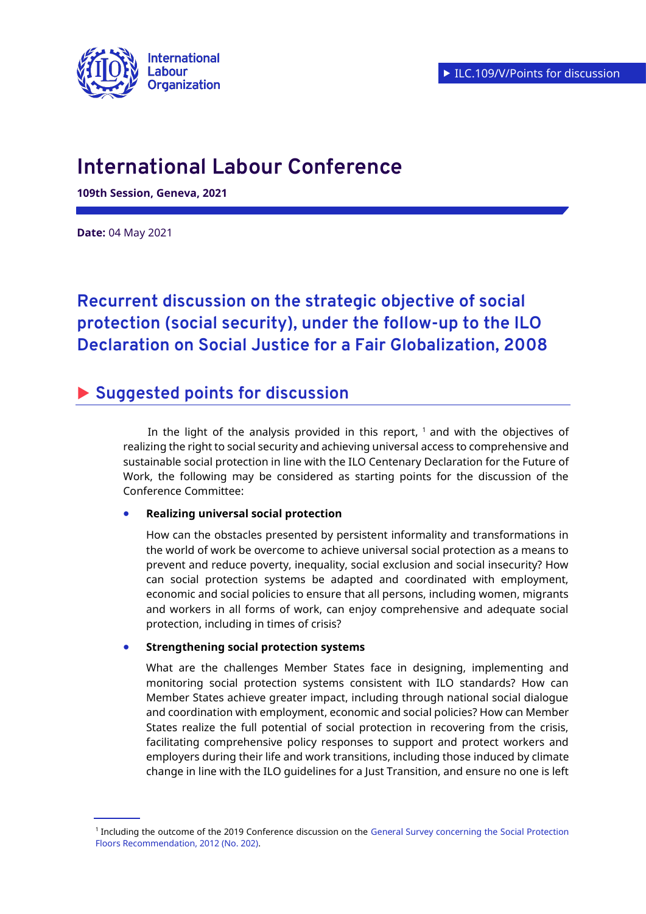International Labour Organization

ILC.109/V/Points for discussion

# International Labour Conference

**109th Session, Geneva, 2021**

**Date:** 04 May 2021

## Recurrent discussion on the strategic objective of social protection (social security), under the follow-up to the ILO Declaration on Social Justice for a Fair Globalization, 2008

## Suggested points for discussion

In the light of the analysis provided in this report, [1] and with the objectives of realizing the right to social security and achieving universal access to comprehensive and sustainable social protection in line with the ILO Centenary Declaration for the Future of Work, the following may be considered as starting points for the discussion of the Conference Committee:

- **Realizing universal social protection**

  How can the obstacles presented by persistent informality and transformations in the world of work be overcome to achieve universal social protection as a means to prevent and reduce poverty, inequality, social exclusion and social insecurity? How can social protection systems be adapted and coordinated with employment, economic and social policies to ensure that all persons, including women, migrants and workers in all forms of work, can enjoy comprehensive and adequate social protection, including in times of crisis?

- **Strengthening social protection systems**

  What are the challenges Member States face in designing, implementing and monitoring social protection systems consistent with ILO standards? How can Member States achieve greater impact, including through national social dialogue and coordination with employment, economic and social policies? How can Member States realize the full potential of social protection in recovering from the crisis, facilitating comprehensive policy responses to support and protect workers and employers during their life and work transitions, including those induced by climate change in line with the ILO guidelines for a Just Transition, and ensure no one is left

[1] Including the outcome of the 2019 Conference discussion on the General Survey concerning the Social Protection Floors Recommendation, 2012 (No. 202).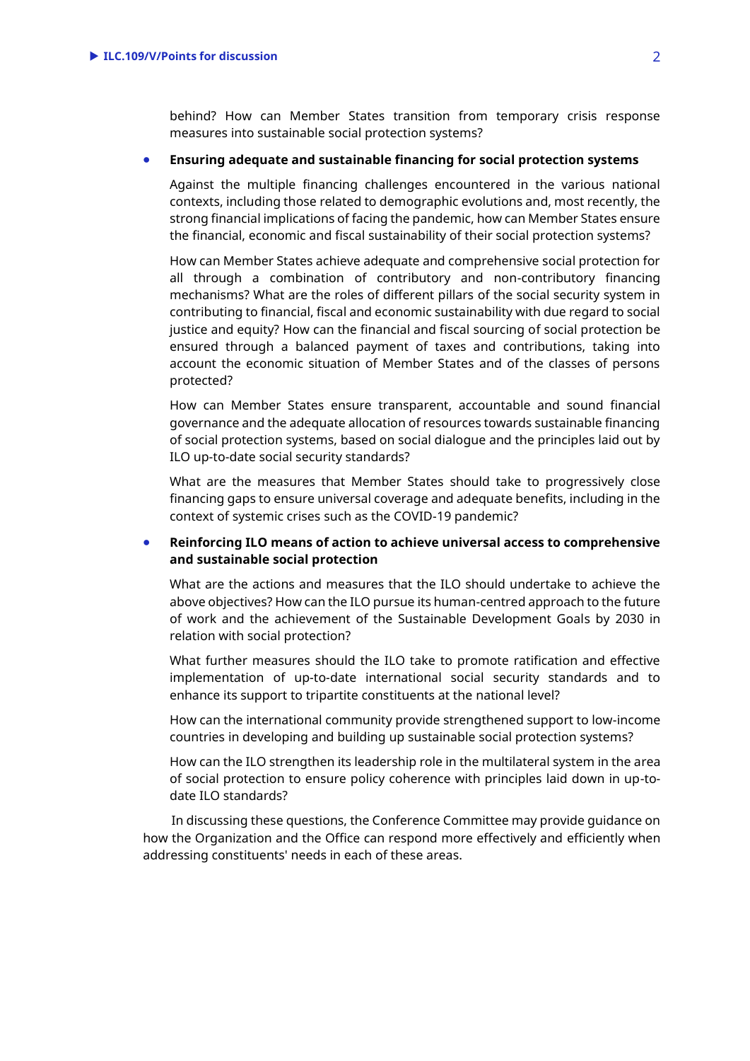behind? How can Member States transition from temporary crisis response measures into sustainable social protection systems?

- **Ensuring adequate and sustainable financing for social protection systems**

  Against the multiple financing challenges encountered in the various national contexts, including those related to demographic evolutions and, most recently, the strong financial implications of facing the pandemic, how can Member States ensure the financial, economic and fiscal sustainability of their social protection systems?

  How can Member States achieve adequate and comprehensive social protection for all through a combination of contributory and non-contributory financing mechanisms? What are the roles of different pillars of the social security system in contributing to financial, fiscal and economic sustainability with due regard to social justice and equity? How can the financial and fiscal sourcing of social protection be ensured through a balanced payment of taxes and contributions, taking into account the economic situation of Member States and of the classes of persons protected?

  How can Member States ensure transparent, accountable and sound financial governance and the adequate allocation of resources towards sustainable financing of social protection systems, based on social dialogue and the principles laid out by ILO up-to-date social security standards?

  What are the measures that Member States should take to progressively close financing gaps to ensure universal coverage and adequate benefits, including in the context of systemic crises such as the COVID-19 pandemic?

- **Reinforcing ILO means of action to achieve universal access to comprehensive and sustainable social protection**

  What are the actions and measures that the ILO should undertake to achieve the above objectives? How can the ILO pursue its human-centred approach to the future of work and the achievement of the Sustainable Development Goals by 2030 in relation with social protection?

  What further measures should the ILO take to promote ratification and effective implementation of up-to-date international social security standards and to enhance its support to tripartite constituents at the national level?

  How can the international community provide strengthened support to low-income countries in developing and building up sustainable social protection systems?

  How can the ILO strengthen its leadership role in the multilateral system in the area of social protection to ensure policy coherence with principles laid down in up-to-date ILO standards?

In discussing these questions, the Conference Committee may provide guidance on how the Organization and the Office can respond more effectively and efficiently when addressing constituents' needs in each of these areas.